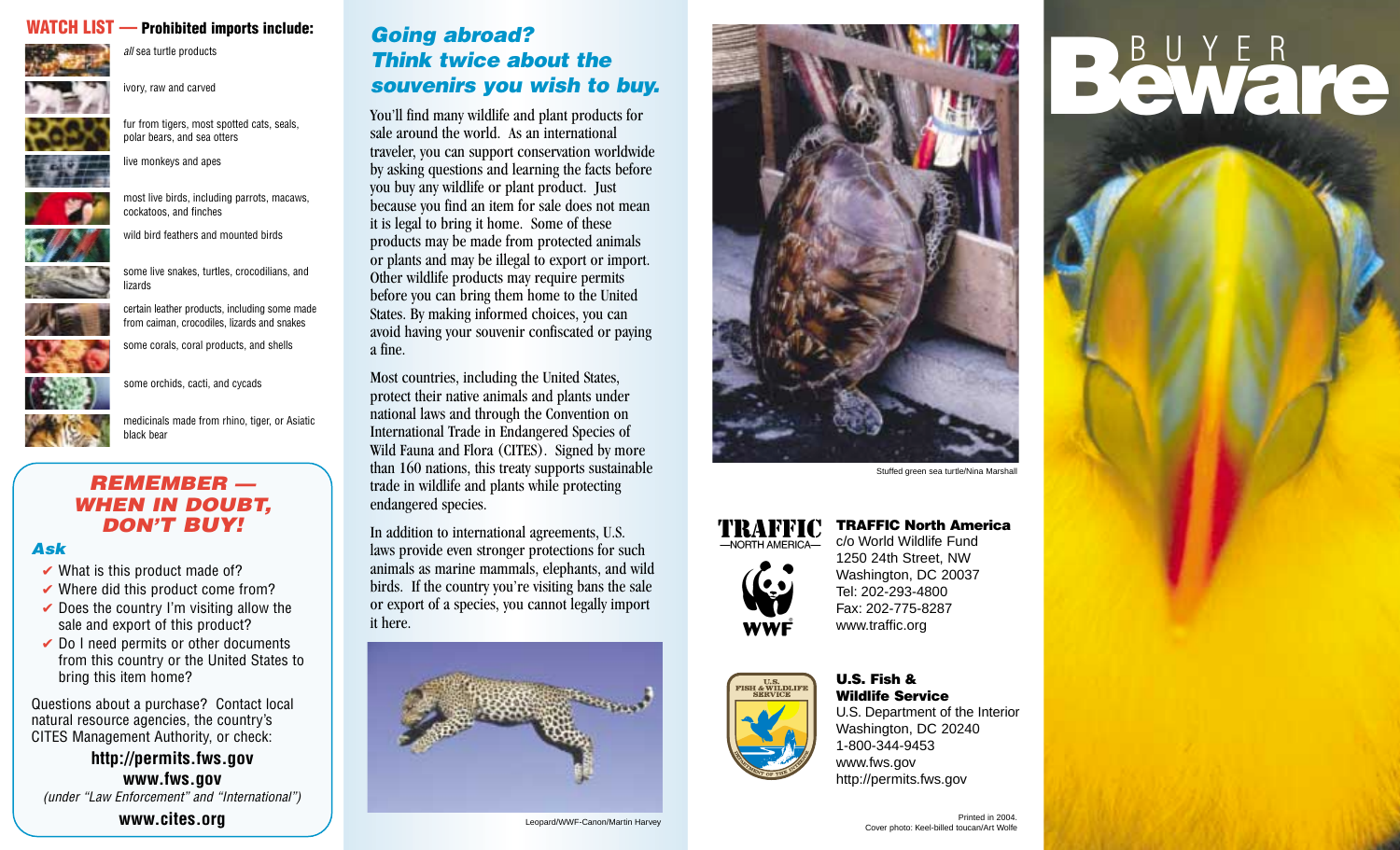## WATCH LIST — Prohibited imports include:

- *all* sea turtle products
- ivory, raw and carved
- fur from tigers, most spotted cats, seals, polar bears, and sea otters
- live monkeys and apes
- most live birds, including parrots, macaws, cockatoos, and finches
- wild bird feathers and mounted birds
- some live snakes, turtles, crocodilians, and lizards
- certain leather products, including some made from caiman, crocodiles, lizards and snakes
- some corals, coral products, and shells
- some orchids, cacti, and cycads
- medicinals made from rhino, tiger, or Asiatic black bear

### *REMEMBER — WHEN IN DOUBT, DON'T BUY!*

### *Ask*

- ✔ What is this product made of?
- ✔ Where did this product come from?
- ✔ Does the country I'm visiting allow the sale and export of this product?
- ✔ Do I need permits or other documents from this country or the United States to bring this item home?

Questions about a purchase? Contact local natural resource agencies, the country's CITES Management Authority, or check:

**http://permits.fws.gov**

**www.fws.gov**

*(under "Law Enforcement" and "International")*

**www.cites.org**

## *Going abroad? Think twice about the souvenirs you wish to buy.*

You'll find many wildlife and plant products for sale around the world. As an international traveler, you can support conservation worldwide by asking questions and learning the facts before you buy any wildlife or plant product. Just because you find an item for sale does not mean it is legal to bring it home. Some of these products may be made from protected animals or plants and may be illegal to export or import. Other wildlife products may require permits before you can bring them home to the United States. By making informed choices, you can avoid having your souvenir confiscated or paying a fine.

Most countries, including the United States, protect their native animals and plants under national laws and through the Convention on International Trade in Endangered Species of Wild Fauna and Flora (CITES). Signed by more than 160 nations, this treaty supports sustainable trade in wildlife and plants while protecting endangered species.

In addition to international agreements, U.S. laws provide even stronger protections for such animals as marine mammals, elephants, and wild birds. If the country you're visiting bans the sale or export of a species, you cannot legally import it here.

Leopard/WWF-Canon/Martin Harvey

Stuffed green sea turtle/Nina Marshall

**TRAFFIC North America**
c/o World Wildlife Fund
1250 24th Street, NW
Washington, DC 20037
Tel: 202-293-4800
Fax: 202-775-8287
www.traffic.org

**U.S. Fish & Wildlife Service**
U.S. Department of the Interior
Washington, DC 20240
1-800-344-9453
www.fws.gov
http://permits.fws.gov

Printed in 2004.
Cover photo: Keel-billed toucan/Art Wolfe

# BUYER Beware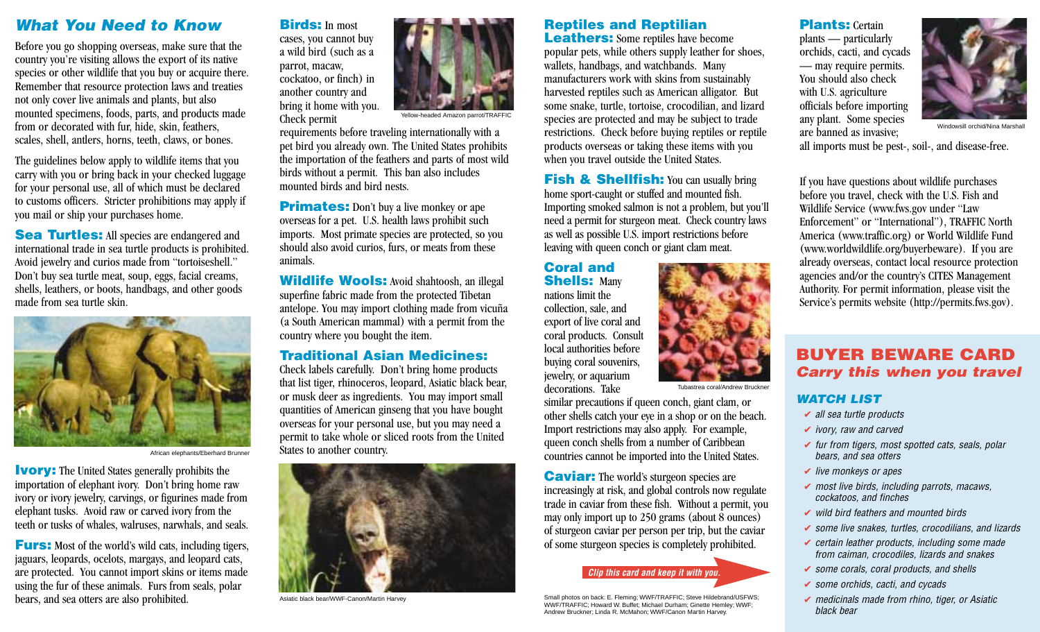## What You Need to Know

Before you go shopping overseas, make sure that the country you're visiting allows the export of its native species or other wildlife that you buy or acquire there. Remember that resource protection laws and treaties not only cover live animals and plants, but also mounted specimens, foods, parts, and products made from or decorated with fur, hide, skin, feathers, scales, shell, antlers, horns, teeth, claws, or bones.

The guidelines below apply to wildlife items that you carry with you or bring back in your checked luggage for your personal use, all of which must be declared to customs officers. Stricter prohibitions may apply if you mail or ship your purchases home.

**Sea Turtles:** All species are endangered and international trade in sea turtle products is prohibited. Avoid jewelry and curios made from "tortoiseshell." Don't buy sea turtle meat, soup, eggs, facial creams, shells, leathers, or boots, handbags, and other goods made from sea turtle skin.

African elephants/Eberhard Brunner

**Ivory:** The United States generally prohibits the importation of elephant ivory. Don't bring home raw ivory or ivory jewelry, carvings, or figurines made from elephant tusks. Avoid raw or carved ivory from the teeth or tusks of whales, walruses, narwhals, and seals.

**Furs:** Most of the world's wild cats, including tigers, jaguars, leopards, ocelots, margays, and leopard cats, are protected. You cannot import skins or items made using the fur of these animals. Furs from seals, polar bears, and sea otters are also prohibited.

**Birds:** In most cases, you cannot buy a wild bird (such as a parrot, macaw, cockatoo, or finch) in another country and bring it home with you. Check permit requirements before traveling internationally with a pet bird you already own. The United States prohibits the importation of the feathers and parts of most wild birds without a permit. This ban also includes mounted birds and bird nests.

Yellow-headed Amazon parrot/TRAFFIC

**Primates:** Don't buy a live monkey or ape overseas for a pet. U.S. health laws prohibit such imports. Most primate species are protected, so you should also avoid curios, furs, or meats from these animals.

**Wildlife Wools:** Avoid shahtoosh, an illegal superfine fabric made from the protected Tibetan antelope. You may import clothing made from vicuña (a South American mammal) with a permit from the country where you bought the item.

**Traditional Asian Medicines:** Check labels carefully. Don't bring home products that list tiger, rhinoceros, leopard, Asiatic black bear, or musk deer as ingredients. You may import small quantities of American ginseng that you have bought overseas for your personal use, but you may need a permit to take whole or sliced roots from the United States to another country.

Asiatic black bear/WWF-Canon/Martin Harvey

**Reptiles and Reptilian Leathers:** Some reptiles have become popular pets, while others supply leather for shoes, wallets, handbags, and watchbands. Many manufacturers work with skins from sustainably harvested reptiles such as American alligator. But some snake, turtle, tortoise, crocodilian, and lizard species are protected and may be subject to trade restrictions. Check before buying reptiles or reptile products overseas or taking these items with you when you travel outside the United States.

**Fish & Shellfish:** You can usually bring home sport-caught or stuffed and mounted fish. Importing smoked salmon is not a problem, but you'll need a permit for sturgeon meat. Check country laws as well as possible U.S. import restrictions before leaving with queen conch or giant clam meat.

**Coral and Shells:** Many nations limit the collection, sale, and export of live coral and coral products. Consult local authorities before buying coral souvenirs, jewelry, or aquarium decorations. Take similar precautions if queen conch, giant clam, or other shells catch your eye in a shop or on the beach. Import restrictions may also apply. For example, queen conch shells from a number of Caribbean countries cannot be imported into the United States.

Tubastrea coral/Andrew Bruckner

**Caviar:** The world's sturgeon species are increasingly at risk, and global controls now regulate trade in caviar from these fish. Without a permit, you may only import up to 250 grams (about 8 ounces) of sturgeon caviar per person per trip, but the caviar of some sturgeon species is completely prohibited.

*Clip this card and keep it with you.*

Small photos on back: E. Fleming; WWF/TRAFFIC; Steve Hildebrand/USFWS; WWF/TRAFFIC; Howard W. Buffet; Michael Durham; Ginette Hemley; WWF; Andrew Bruckner; Linda R. McMahon; WWF/Canon Martin Harvey.

**Plants:** Certain plants — particularly orchids, cacti, and cycads — may require permits. You should also check with U.S. agriculture officials before importing any plant. Some species are banned as invasive; all imports must be pest-, soil-, and disease-free.

Windowsill orchid/Nina Marshall

If you have questions about wildlife purchases before you travel, check with the U.S. Fish and Wildlife Service (www.fws.gov under "Law Enforcement" or "International"), TRAFFIC North America (www.traffic.org) or World Wildlife Fund (www.worldwildlife.org/buyerbeware). If you are already overseas, contact local resource protection agencies and/or the country's CITES Management Authority. For permit information, please visit the Service's permits website (http://permits.fws.gov).

## BUYER BEWARE CARD

### *Carry this when you travel*

#### *WATCH LIST*

- ✔ *all sea turtle products*
- ✔ *ivory, raw and carved*
- ✔ *fur from tigers, most spotted cats, seals, polar bears, and sea otters*
- ✔ *live monkeys or apes*
- ✔ *most live birds, including parrots, macaws, cockatoos, and finches*
- ✔ *wild bird feathers and mounted birds*
- ✔ *some live snakes, turtles, crocodilians, and lizards*
- ✔ *certain leather products, including some made from caiman, crocodiles, lizards and snakes*
- ✔ *some corals, coral products, and shells*
- ✔ *some orchids, cacti, and cycads*
- ✔ *medicinals made from rhino, tiger, or Asiatic black bear*